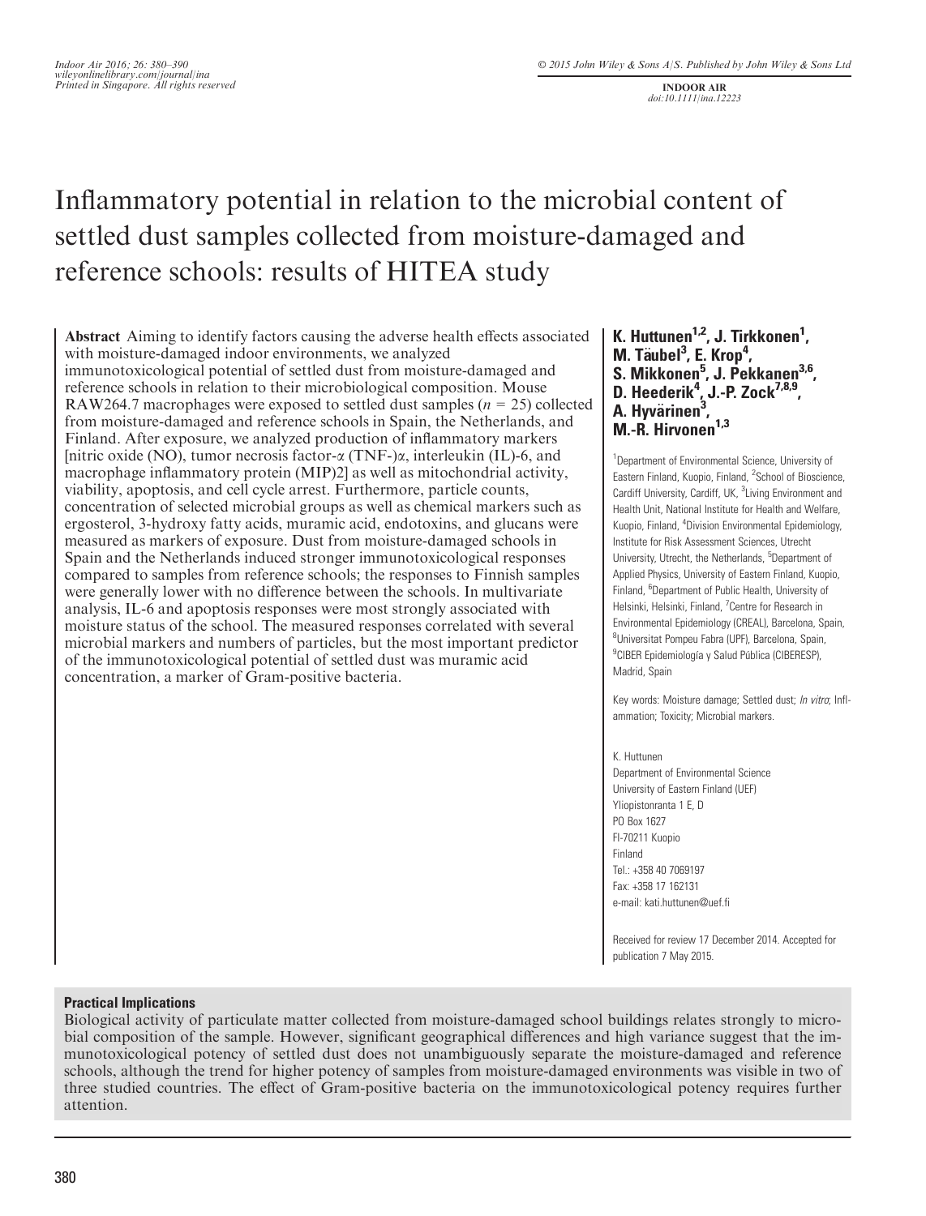# Inflammatory potential in relation to the microbial content of settled dust samples collected from moisture-damaged and reference schools: results of HITEA study

**K. Huttunen[1,2], J. Tirkkonen[1], M. Täubel[3], E. Krop[4], S. Mikkonen[5], J. Pekkanen[3,6], D. Heederik[4], J.-P. Zock[7,8,9], A. Hyvärinen[3], M.-R. Hirvonen[1,3]**

[1]Department of Environmental Science, University of Eastern Finland, Kuopio, Finland, [2]School of Bioscience, Cardiff University, Cardiff, UK, [3]Living Environment and Health Unit, National Institute for Health and Welfare, Kuopio, Finland, [4]Division Environmental Epidemiology, Institute for Risk Assessment Sciences, Utrecht University, Utrecht, the Netherlands, [5]Department of Applied Physics, University of Eastern Finland, Kuopio, Finland, [6]Department of Public Health, University of Helsinki, Helsinki, Finland, [7]Centre for Research in Environmental Epidemiology (CREAL), Barcelona, Spain, [8]Universitat Pompeu Fabra (UPF), Barcelona, Spain, [9]CIBER Epidemiología y Salud Pública (CIBERESP), Madrid, Spain

**Abstract** Aiming to identify factors causing the adverse health effects associated with moisture-damaged indoor environments, we analyzed immunotoxicological potential of settled dust from moisture-damaged and reference schools in relation to their microbiological composition. Mouse RAW264.7 macrophages were exposed to settled dust samples ($n = 25$) collected from moisture-damaged and reference schools in Spain, the Netherlands, and Finland. After exposure, we analyzed production of inflammatory markers [nitric oxide (NO), tumor necrosis factor-α (TNF-)α, interleukin (IL)-6, and macrophage inflammatory protein (MIP)2] as well as mitochondrial activity, viability, apoptosis, and cell cycle arrest. Furthermore, particle counts, concentration of selected microbial groups as well as chemical markers such as ergosterol, 3-hydroxy fatty acids, muramic acid, endotoxins, and glucans were measured as markers of exposure. Dust from moisture-damaged schools in Spain and the Netherlands induced stronger immunotoxicological responses compared to samples from reference schools; the responses to Finnish samples were generally lower with no difference between the schools. In multivariate analysis, IL-6 and apoptosis responses were most strongly associated with moisture status of the school. The measured responses correlated with several microbial markers and numbers of particles, but the most important predictor of the immunotoxicological potential of settled dust was muramic acid concentration, a marker of Gram-positive bacteria.

Key words: Moisture damage; Settled dust; *In vitro*; Inflammation; Toxicity; Microbial markers.

K. Huttunen
Department of Environmental Science
University of Eastern Finland (UEF)
Yliopistonranta 1 E, D
PO Box 1627
FI-70211 Kuopio
Finland
Tel.: +358 40 7069197
Fax: +358 17 162131
e-mail: kati.huttunen@uef.fi

Received for review 17 December 2014. Accepted for publication 7 May 2015.

### Practical Implications

Biological activity of particulate matter collected from moisture-damaged school buildings relates strongly to microbial composition of the sample. However, significant geographical differences and high variance suggest that the immunotoxicological potency of settled dust does not unambiguously separate the moisture-damaged and reference schools, although the trend for higher potency of samples from moisture-damaged environments was visible in two of three studied countries. The effect of Gram-positive bacteria on the immunotoxicological potency requires further attention.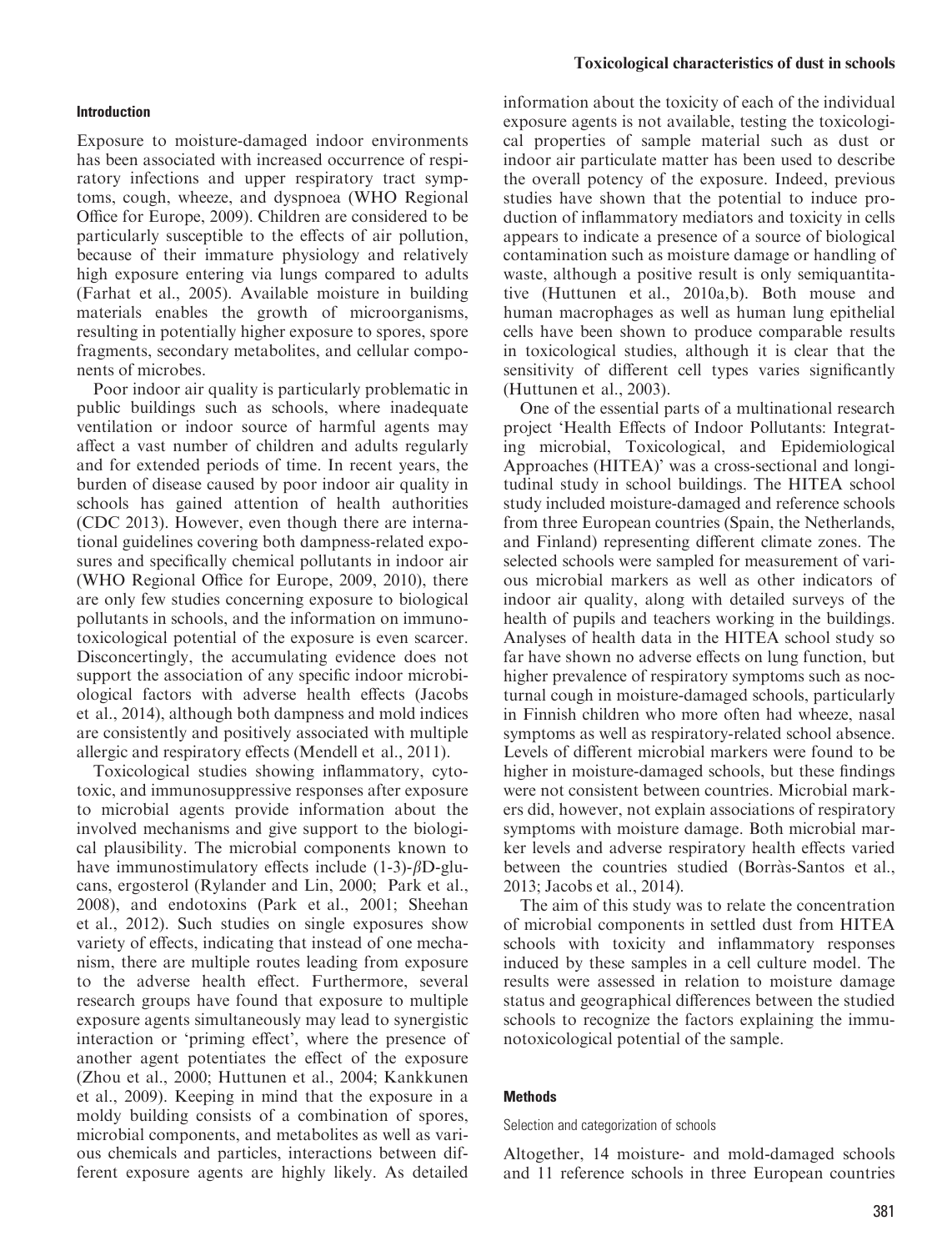## Introduction

Exposure to moisture-damaged indoor environments has been associated with increased occurrence of respiratory infections and upper respiratory tract symptoms, cough, wheeze, and dyspnoea (WHO Regional Office for Europe, 2009). Children are considered to be particularly susceptible to the effects of air pollution, because of their immature physiology and relatively high exposure entering via lungs compared to adults (Farhat et al., 2005). Available moisture in building materials enables the growth of microorganisms, resulting in potentially higher exposure to spores, spore fragments, secondary metabolites, and cellular components of microbes.

Poor indoor air quality is particularly problematic in public buildings such as schools, where inadequate ventilation or indoor source of harmful agents may affect a vast number of children and adults regularly and for extended periods of time. In recent years, the burden of disease caused by poor indoor air quality in schools has gained attention of health authorities (CDC 2013). However, even though there are international guidelines covering both dampness-related exposures and specifically chemical pollutants in indoor air (WHO Regional Office for Europe, 2009, 2010), there are only few studies concerning exposure to biological pollutants in schools, and the information on immunotoxicological potential of the exposure is even scarcer. Disconcertingly, the accumulating evidence does not support the association of any specific indoor microbiological factors with adverse health effects (Jacobs et al., 2014), although both dampness and mold indices are consistently and positively associated with multiple allergic and respiratory effects (Mendell et al., 2011).

Toxicological studies showing inflammatory, cytotoxic, and immunosuppressive responses after exposure to microbial agents provide information about the involved mechanisms and give support to the biological plausibility. The microbial components known to have immunostimulatory effects include (1-3)-$\beta$D-glucans, ergosterol (Rylander and Lin, 2000; Park et al., 2008), and endotoxins (Park et al., 2001; Sheehan et al., 2012). Such studies on single exposures show variety of effects, indicating that instead of one mechanism, there are multiple routes leading from exposure to the adverse health effect. Furthermore, several research groups have found that exposure to multiple exposure agents simultaneously may lead to synergistic interaction or 'priming effect', where the presence of another agent potentiates the effect of the exposure (Zhou et al., 2000; Huttunen et al., 2004; Kankkunen et al., 2009). Keeping in mind that the exposure in a moldy building consists of a combination of spores, microbial components, and metabolites as well as various chemicals and particles, interactions between different exposure agents are highly likely. As detailed information about the toxicity of each of the individual exposure agents is not available, testing the toxicological properties of sample material such as dust or indoor air particulate matter has been used to describe the overall potency of the exposure. Indeed, previous studies have shown that the potential to induce production of inflammatory mediators and toxicity in cells appears to indicate a presence of a source of biological contamination such as moisture damage or handling of waste, although a positive result is only semiquantitative (Huttunen et al., 2010a,b). Both mouse and human macrophages as well as human lung epithelial cells have been shown to produce comparable results in toxicological studies, although it is clear that the sensitivity of different cell types varies significantly (Huttunen et al., 2003).

One of the essential parts of a multinational research project 'Health Effects of Indoor Pollutants: Integrating microbial, Toxicological, and Epidemiological Approaches (HITEA)' was a cross-sectional and longitudinal study in school buildings. The HITEA school study included moisture-damaged and reference schools from three European countries (Spain, the Netherlands, and Finland) representing different climate zones. The selected schools were sampled for measurement of various microbial markers as well as other indicators of indoor air quality, along with detailed surveys of the health of pupils and teachers working in the buildings. Analyses of health data in the HITEA school study so far have shown no adverse effects on lung function, but higher prevalence of respiratory symptoms such as nocturnal cough in moisture-damaged schools, particularly in Finnish children who more often had wheeze, nasal symptoms as well as respiratory-related school absence. Levels of different microbial markers were found to be higher in moisture-damaged schools, but these findings were not consistent between countries. Microbial markers did, however, not explain associations of respiratory symptoms with moisture damage. Both microbial marker levels and adverse respiratory health effects varied between the countries studied (Borràs-Santos et al., 2013; Jacobs et al., 2014).

The aim of this study was to relate the concentration of microbial components in settled dust from HITEA schools with toxicity and inflammatory responses induced by these samples in a cell culture model. The results were assessed in relation to moisture damage status and geographical differences between the studied schools to recognize the factors explaining the immunotoxicological potential of the sample.

## Methods

### Selection and categorization of schools

Altogether, 14 moisture- and mold-damaged schools and 11 reference schools in three European countries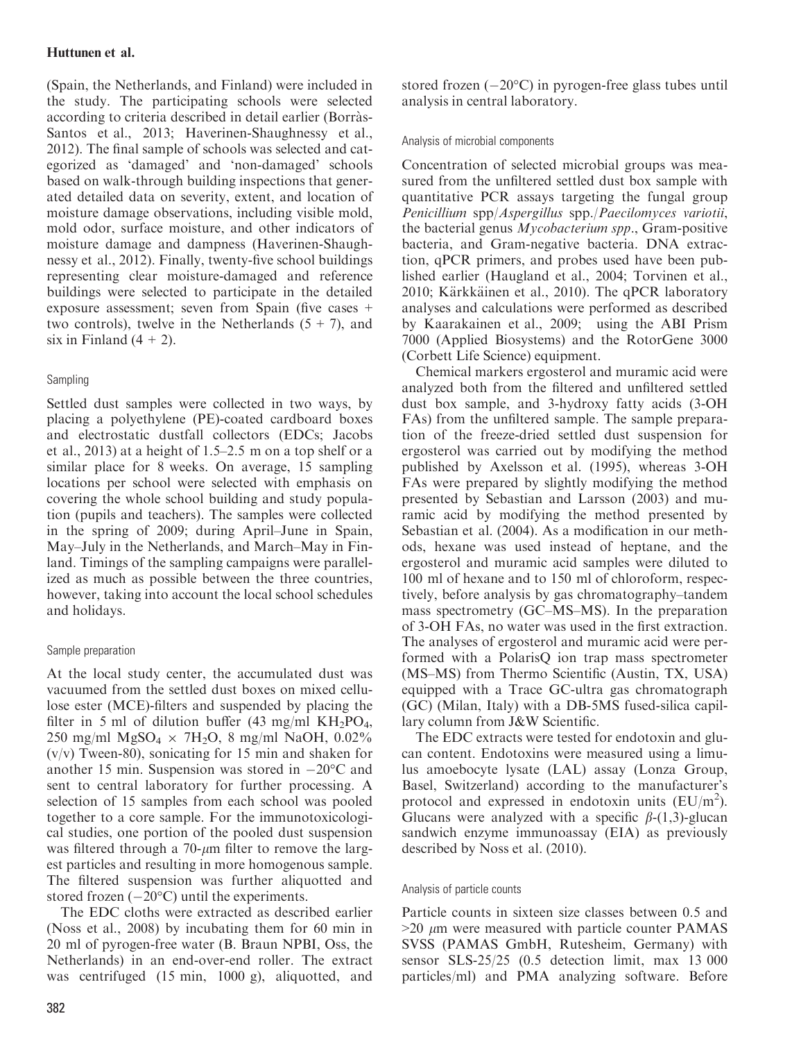(Spain, the Netherlands, and Finland) were included in the study. The participating schools were selected according to criteria described in detail earlier (Borràs-Santos et al., 2013; Haverinen-Shaughnessy et al., 2012). The final sample of schools was selected and categorized as 'damaged' and 'non-damaged' schools based on walk-through building inspections that generated detailed data on severity, extent, and location of moisture damage observations, including visible mold, mold odor, surface moisture, and other indicators of moisture damage and dampness (Haverinen-Shaughnessy et al., 2012). Finally, twenty-five school buildings representing clear moisture-damaged and reference buildings were selected to participate in the detailed exposure assessment; seven from Spain (five cases + two controls), twelve in the Netherlands (5 + 7), and six in Finland (4 + 2).

### Sampling

Settled dust samples were collected in two ways, by placing a polyethylene (PE)-coated cardboard boxes and electrostatic dustfall collectors (EDCs; Jacobs et al., 2013) at a height of 1.5–2.5 m on a top shelf or a similar place for 8 weeks. On average, 15 sampling locations per school were selected with emphasis on covering the whole school building and study population (pupils and teachers). The samples were collected in the spring of 2009; during April–June in Spain, May–July in the Netherlands, and March–May in Finland. Timings of the sampling campaigns were parallelized as much as possible between the three countries, however, taking into account the local school schedules and holidays.

### Sample preparation

At the local study center, the accumulated dust was vacuumed from the settled dust boxes on mixed cellulose ester (MCE)-filters and suspended by placing the filter in 5 ml of dilution buffer (43 mg/ml $KH_2PO_4$, 250 mg/ml $MgSO_4 \times 7H_2O$, 8 mg/ml NaOH, 0.02% (v/v) Tween-80), sonicating for 15 min and shaken for another 15 min. Suspension was stored in −20°C and sent to central laboratory for further processing. A selection of 15 samples from each school was pooled together to a core sample. For the immunotoxicological studies, one portion of the pooled dust suspension was filtered through a 70-$\mu$m filter to remove the largest particles and resulting in more homogenous sample. The filtered suspension was further aliquotted and stored frozen (−20°C) until the experiments.

The EDC cloths were extracted as described earlier (Noss et al., 2008) by incubating them for 60 min in 20 ml of pyrogen-free water (B. Braun NPBI, Oss, the Netherlands) in an end-over-end roller. The extract was centrifuged (15 min, 1000 g), aliquotted, and stored frozen (−20°C) in pyrogen-free glass tubes until analysis in central laboratory.

### Analysis of microbial components

Concentration of selected microbial groups was measured from the unfiltered settled dust box sample with quantitative PCR assays targeting the fungal group *Penicillium* spp/*Aspergillus* spp./*Paecilomyces variotii*, the bacterial genus *Mycobacterium spp*., Gram-positive bacteria, and Gram-negative bacteria. DNA extraction, qPCR primers, and probes used have been published earlier (Haugland et al., 2004; Torvinen et al., 2010; Kärkkäinen et al., 2010). The qPCR laboratory analyses and calculations were performed as described by Kaarakainen et al., 2009; using the ABI Prism 7000 (Applied Biosystems) and the RotorGene 3000 (Corbett Life Science) equipment.

Chemical markers ergosterol and muramic acid were analyzed both from the filtered and unfiltered settled dust box sample, and 3-hydroxy fatty acids (3-OH FAs) from the unfiltered sample. The sample preparation of the freeze-dried settled dust suspension for ergosterol was carried out by modifying the method published by Axelsson et al. (1995), whereas 3-OH FAs were prepared by slightly modifying the method presented by Sebastian and Larsson (2003) and muramic acid by modifying the method presented by Sebastian et al. (2004). As a modification in our methods, hexane was used instead of heptane, and the ergosterol and muramic acid samples were diluted to 100 ml of hexane and to 150 ml of chloroform, respectively, before analysis by gas chromatography–tandem mass spectrometry (GC–MS–MS). In the preparation of 3-OH FAs, no water was used in the first extraction. The analyses of ergosterol and muramic acid were performed with a PolarisQ ion trap mass spectrometer (MS–MS) from Thermo Scientific (Austin, TX, USA) equipped with a Trace GC-ultra gas chromatograph (GC) (Milan, Italy) with a DB-5MS fused-silica capillary column from J&W Scientific.

The EDC extracts were tested for endotoxin and glucan content. Endotoxins were measured using a limulus amoebocyte lysate (LAL) assay (Lonza Group, Basel, Switzerland) according to the manufacturer's protocol and expressed in endotoxin units ($EU/m^2$). Glucans were analyzed with a specific $\beta$-(1,3)-glucan sandwich enzyme immunoassay (EIA) as previously described by Noss et al. (2010).

### Analysis of particle counts

Particle counts in sixteen size classes between 0.5 and >20 $\mu$m were measured with particle counter PAMAS SVSS (PAMAS GmbH, Rutesheim, Germany) with sensor SLS-25/25 (0.5 detection limit, max 13 000 particles/ml) and PMA analyzing software. Before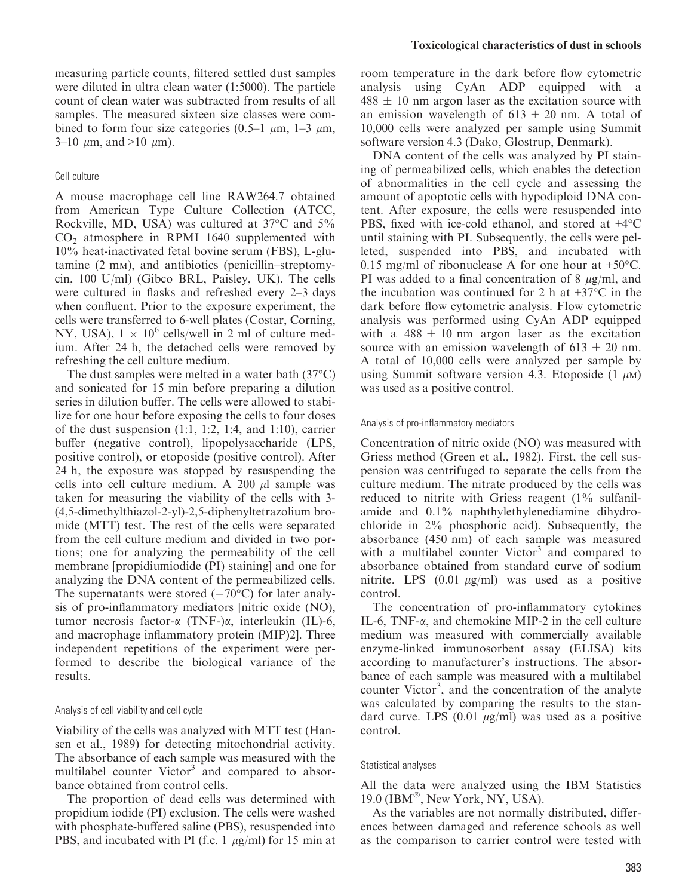measuring particle counts, filtered settled dust samples were diluted in ultra clean water (1:5000). The particle count of clean water was subtracted from results of all samples. The measured sixteen size classes were combined to form four size categories (0.5–1 $\mu$m, 1–3 $\mu$m, 3–10 $\mu$m, and >10 $\mu$m).

### Cell culture

A mouse macrophage cell line RAW264.7 obtained from American Type Culture Collection (ATCC, Rockville, MD, USA) was cultured at 37°C and 5% $CO_2$ atmosphere in RPMI 1640 supplemented with 10% heat-inactivated fetal bovine serum (FBS), L-glutamine (2 mM), and antibiotics (penicillin–streptomycin, 100 U/ml) (Gibco BRL, Paisley, UK). The cells were cultured in flasks and refreshed every 2–3 days when confluent. Prior to the exposure experiment, the cells were transferred to 6-well plates (Costar, Corning, NY, USA), $1 \times 10^6$ cells/well in 2 ml of culture medium. After 24 h, the detached cells were removed by refreshing the cell culture medium.

The dust samples were melted in a water bath (37°C) and sonicated for 15 min before preparing a dilution series in dilution buffer. The cells were allowed to stabilize for one hour before exposing the cells to four doses of the dust suspension (1:1, 1:2, 1:4, and 1:10), carrier buffer (negative control), lipopolysaccharide (LPS, positive control), or etoposide (positive control). After 24 h, the exposure was stopped by resuspending the cells into cell culture medium. A 200 $\mu$l sample was taken for measuring the viability of the cells with 3-(4,5-dimethylthiazol-2-yl)-2,5-diphenyltetrazolium bromide (MTT) test. The rest of the cells were separated from the cell culture medium and divided in two portions; one for analyzing the permeability of the cell membrane [propidiumiodide (PI) staining] and one for analyzing the DNA content of the permeabilized cells. The supernatants were stored (−70°C) for later analysis of pro-inflammatory mediators [nitric oxide (NO), tumor necrosis factor-α (TNF-)α, interleukin (IL)-6, and macrophage inflammatory protein (MIP)2]. Three independent repetitions of the experiment were performed to describe the biological variance of the results.

### Analysis of cell viability and cell cycle

Viability of the cells was analyzed with MTT test (Hansen et al., 1989) for detecting mitochondrial activity. The absorbance of each sample was measured with the multilabel counter Victor[3] and compared to absorbance obtained from control cells.

The proportion of dead cells was determined with propidium iodide (PI) exclusion. The cells were washed with phosphate-buffered saline (PBS), resuspended into PBS, and incubated with PI (f.c. 1 $\mu$g/ml) for 15 min at room temperature in the dark before flow cytometric analysis using CyAn ADP equipped with a $488 \pm 10$ nm argon laser as the excitation source with an emission wavelength of $613 \pm 20$ nm. A total of 10,000 cells were analyzed per sample using Summit software version 4.3 (Dako, Glostrup, Denmark).

DNA content of the cells was analyzed by PI staining of permeabilized cells, which enables the detection of abnormalities in the cell cycle and assessing the amount of apoptotic cells with hypodiploid DNA content. After exposure, the cells were resuspended into PBS, fixed with ice-cold ethanol, and stored at +4°C until staining with PI. Subsequently, the cells were pelleted, suspended into PBS, and incubated with 0.15 mg/ml of ribonuclease A for one hour at +50°C. PI was added to a final concentration of 8 $\mu$g/ml, and the incubation was continued for 2 h at +37°C in the dark before flow cytometric analysis. Flow cytometric analysis was performed using CyAn ADP equipped with a $488 \pm 10$ nm argon laser as the excitation source with an emission wavelength of $613 \pm 20$ nm. A total of 10,000 cells were analyzed per sample by using Summit software version 4.3. Etoposide (1 $\mu$M) was used as a positive control.

### Analysis of pro-inflammatory mediators

Concentration of nitric oxide (NO) was measured with Griess method (Green et al., 1982). First, the cell suspension was centrifuged to separate the cells from the culture medium. The nitrate produced by the cells was reduced to nitrite with Griess reagent (1% sulfanilamide and 0.1% naphthylethylenediamine dihydrochloride in 2% phosphoric acid). Subsequently, the absorbance (450 nm) of each sample was measured with a multilabel counter Victor[3] and compared to absorbance obtained from standard curve of sodium nitrite. LPS (0.01 $\mu$g/ml) was used as a positive control.

The concentration of pro-inflammatory cytokines IL-6, TNF-α, and chemokine MIP-2 in the cell culture medium was measured with commercially available enzyme-linked immunosorbent assay (ELISA) kits according to manufacturer's instructions. The absorbance of each sample was measured with a multilabel counter Victor[3], and the concentration of the analyte was calculated by comparing the results to the standard curve. LPS (0.01 $\mu$g/ml) was used as a positive control.

### Statistical analyses

All the data were analyzed using the IBM Statistics 19.0 (IBM®, New York, NY, USA).

As the variables are not normally distributed, differences between damaged and reference schools as well as the comparison to carrier control were tested with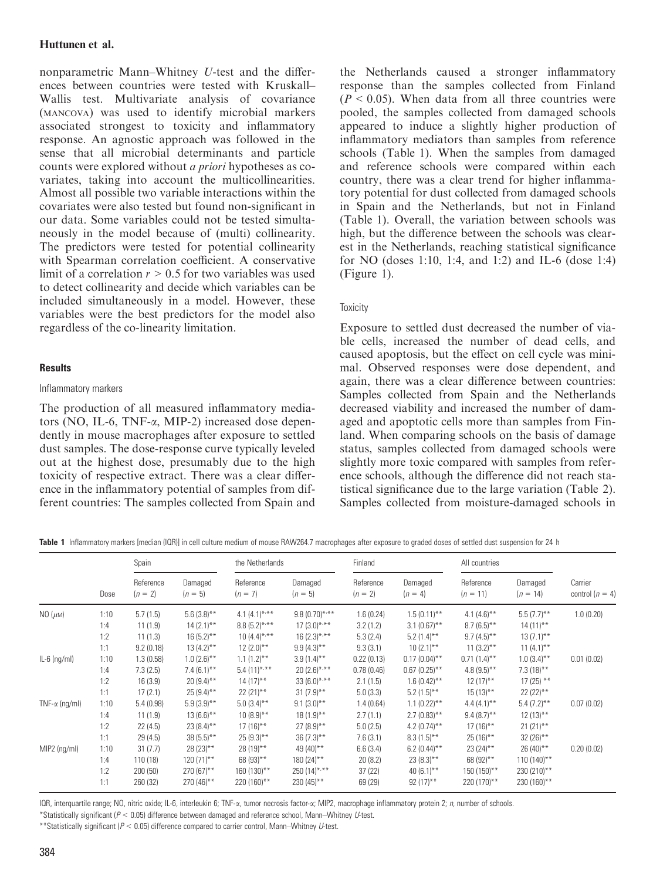nonparametric Mann–Whitney *U*-test and the differences between countries were tested with Kruskall–Wallis test. Multivariate analysis of covariance (MANCOVA) was used to identify microbial markers associated strongest to toxicity and inflammatory response. An agnostic approach was followed in the sense that all microbial determinants and particle counts were explored without *a priori* hypotheses as covariates, taking into account the multicollinearities. Almost all possible two variable interactions within the covariates were also tested but found non-significant in our data. Some variables could not be tested simultaneously in the model because of (multi) collinearity. The predictors were tested for potential collinearity with Spearman correlation coefficient. A conservative limit of a correlation $r > 0.5$ for two variables was used to detect collinearity and decide which variables can be included simultaneously in a model. However, these variables were the best predictors for the model also regardless of the co-linearity limitation.

## Results

### Inflammatory markers

The production of all measured inflammatory mediators (NO, IL-6, TNF-$\alpha$, MIP-2) increased dose dependently in mouse macrophages after exposure to settled dust samples. The dose-response curve typically leveled out at the highest dose, presumably due to the high toxicity of respective extract. There was a clear difference in the inflammatory potential of samples from different countries: The samples collected from Spain and the Netherlands caused a stronger inflammatory response than the samples collected from Finland ($P < 0.05$). When data from all three countries were pooled, the samples collected from damaged schools appeared to induce a slightly higher production of inflammatory mediators than samples from reference schools (Table 1). When the samples from damaged and reference schools were compared within each country, there was a clear trend for higher inflammatory potential for dust collected from damaged schools in Spain and the Netherlands, but not in Finland (Table 1). Overall, the variation between schools was high, but the difference between the schools was clearest in the Netherlands, reaching statistical significance for NO (doses 1:10, 1:4, and 1:2) and IL-6 (dose 1:4) (Figure 1).

### Toxicity

Exposure to settled dust decreased the number of viable cells, increased the number of dead cells, and caused apoptosis, but the effect on cell cycle was minimal. Observed responses were dose dependent, and again, there was a clear difference between countries: Samples collected from Spain and the Netherlands decreased viability and increased the number of damaged and apoptotic cells more than samples from Finland. When comparing schools on the basis of damage status, samples collected from damaged schools were slightly more toxic compared with samples from reference schools, although the difference did not reach statistical significance due to the large variation (Table 2). Samples collected from moisture-damaged schools in

**Table 1** Inflammatory markers [median (IQR)] in cell culture medium of mouse RAW264.7 macrophages after exposure to graded doses of settled dust suspension for 24 h

| | | Spain | | the Netherlands | | Finland | | All countries | | |
|---|---|---|---|---|---|---|---|---|---|---|
| | Dose | Reference ($n = 2$) | Damaged ($n = 5$) | Reference ($n = 7$) | Damaged ($n = 5$) | Reference ($n = 2$) | Damaged ($n = 4$) | Reference ($n = 11$) | Damaged ($n = 14$) | Carrier control ($n = 4$) |
| NO ($\mu$M) | 1:10 | 5.7 (1.5) | 5.6 (3.8)** | 4.1 (4.1)*,** | 9.8 (0.70)*,** | 1.6 (0.24) | 1.5 (0.11)** | 4.1 (4.6)** | 5.5 (7.7)** | 1.0 (0.20) |
| | 1:4 | 11 (1.9) | 14 (2.1)** | 8.8 (5.2)*,** | 17 (3.0)*,** | 3.2 (1.2) | 3.1 (0.67)** | 8.7 (6.5)** | 14 (11)** | |
| | 1:2 | 11 (1.3) | 16 (5.2)** | 10 (4.4)*,** | 16 (2.3)*,** | 5.3 (2.4) | 5.2 (1.4)** | 9.7 (4.5)** | 13 (7.1)** | |
| | 1:1 | 9.2 (0.18) | 13 (4.2)** | 12 (2.0)** | 9.9 (4.3)** | 9.3 (3.1) | 10 (2.1)** | 11 (3.2)** | 11 (4.1)** | |
| IL-6 (ng/ml) | 1:10 | 1.3 (0.58) | 1.0 (2.6)** | 1.1 (1.2)** | 3.9 (1.4)** | 0.22 (0.13) | 0.17 (0.04)** | 0.71 (1.4)** | 1.0 (3.4)** | 0.01 (0.02) |
| | 1:4 | 7.3 (2.5) | 7.4 (6.1)** | 5.4 (11)*,** | 20 (2.6)*,** | 0.78 (0.46) | 0.67 (0.25)** | 4.8 (9.5)** | 7.3 (18)** | |
| | 1:2 | 16 (3.9) | 20 (9.4)** | 14 (17)** | 33 (6.0)*,** | 2.1 (1.5) | 1.6 (0.42)** | 12 (17)** | 17 (25) ** | |
| | 1:1 | 17 (2.1) | 25 (9.4)** | 22 (21)** | 31 (7.9)** | 5.0 (3.3) | 5.2 (1.5)** | 15 (13)** | 22 (22)** | |
| TNF-$\alpha$ (ng/ml) | 1:10 | 5.4 (0.98) | 5.9 (3.9)** | 5.0 (3.4)** | 9.1 (3.0)** | 1.4 (0.64) | 1.1 (0.22)** | 4.4 (4.1)** | 5.4 (7.2)** | 0.07 (0.02) |
| | 1:4 | 11 (1.9) | 13 (6.6)** | 10 (8.9)** | 18 (1.9)** | 2.7 (1.1) | 2.7 (0.83)** | 9.4 (8.7)** | 12 (13)** | |
| | 1:2 | 22 (4.5) | 23 (8.4)** | 17 (16)** | 27 (8.9)** | 5.0 (2.5) | 4.2 (0.74)** | 17 (16)** | 21 (21)** | |
| | 1:1 | 29 (4.5) | 38 (5.5)** | 25 (9.3)** | 36 (7.3)** | 7.6 (3.1) | 8.3 (1.5)** | 25 (16)** | 32 (26)** | |
| MIP2 (ng/ml) | 1:10 | 31 (7.7) | 28 (23)** | 28 (19)** | 49 (40)** | 6.6 (3.4) | 6.2 (0.44)** | 23 (24)** | 26 (40)** | 0.20 (0.02) |
| | 1:4 | 110 (18) | 120 (71)** | 68 (93)** | 180 (24)** | 20 (8.2) | 23 (8.3)** | 68 (92)** | 110 (140)** | |
| | 1:2 | 200 (50) | 270 (67)** | 160 (130)** | 250 (14)*,** | 37 (22) | 40 (6.1)** | 150 (150)** | 230 (210)** | |
| | 1:1 | 260 (32) | 270 (46)** | 220 (160)** | 230 (45)** | 69 (29) | 92 (17)** | 220 (170)** | 230 (160)** | |

IQR, interquartile range; NO, nitric oxide; IL-6, interleukin 6; TNF-$\alpha$, tumor necrosis factor-$\alpha$; MIP2, macrophage inflammatory protein 2; *n*, number of schools.

*Statistically significant ($P < 0.05$) difference between damaged and reference school, Mann–Whitney *U*-test.

**Statistically significant ($P < 0.05$) difference compared to carrier control, Mann–Whitney *U*-test.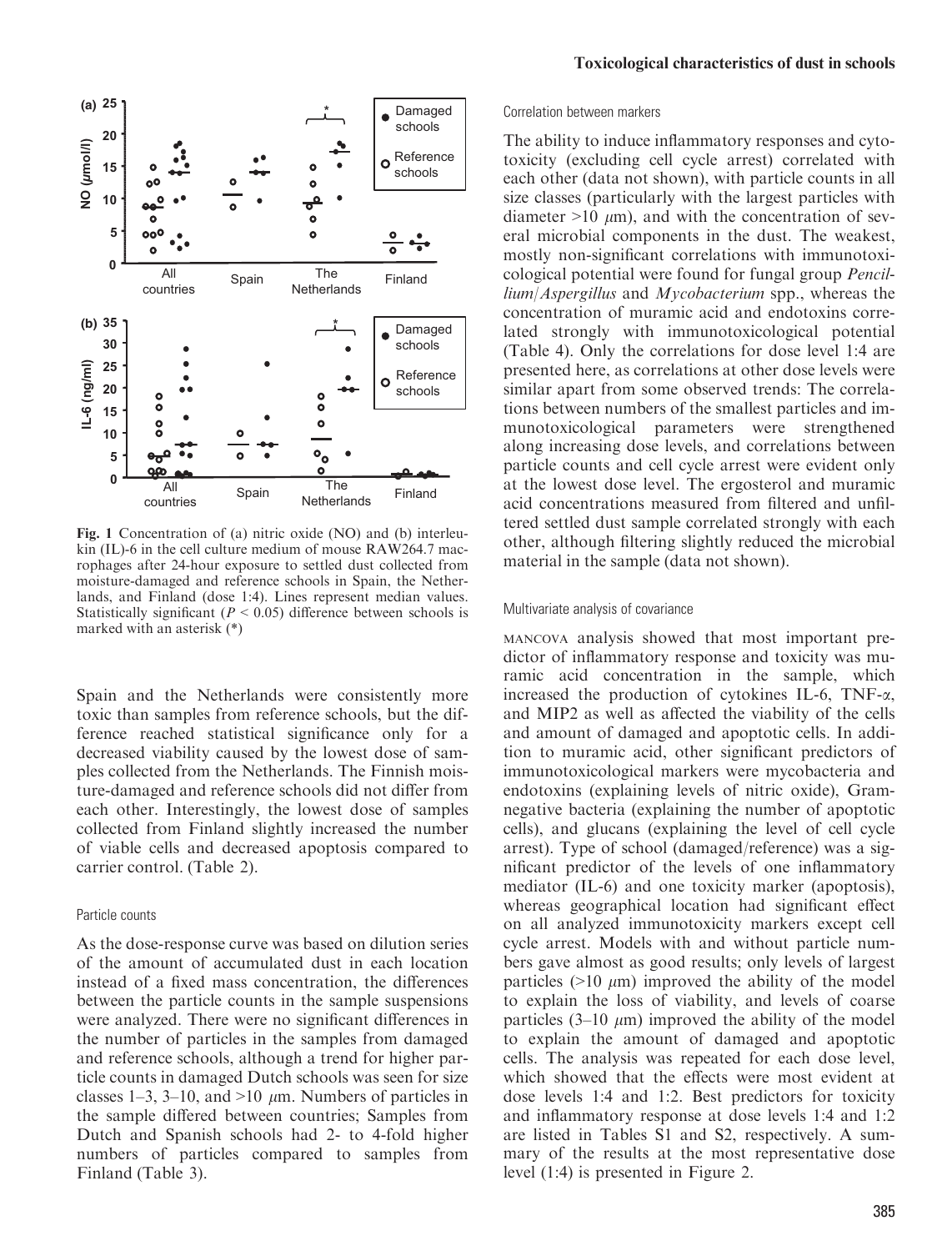Fig. 1 Concentration of (a) nitric oxide (NO) and (b) interleukin (IL)-6 in the cell culture medium of mouse RAW264.7 macrophages after 24-hour exposure to settled dust collected from moisture-damaged and reference schools in Spain, the Netherlands, and Finland (dose 1:4). Lines represent median values. Statistically significant ($P < 0.05$) difference between schools is marked with an asterisk (*)

Spain and the Netherlands were consistently more toxic than samples from reference schools, but the difference reached statistical significance only for a decreased viability caused by the lowest dose of samples collected from the Netherlands. The Finnish moisture-damaged and reference schools did not differ from each other. Interestingly, the lowest dose of samples collected from Finland slightly increased the number of viable cells and decreased apoptosis compared to carrier control. (Table 2).

### Particle counts

As the dose-response curve was based on dilution series of the amount of accumulated dust in each location instead of a fixed mass concentration, the differences between the particle counts in the sample suspensions were analyzed. There were no significant differences in the number of particles in the samples from damaged and reference schools, although a trend for higher particle counts in damaged Dutch schools was seen for size classes 1–3, 3–10, and >10 $\mu$m. Numbers of particles in the sample differed between countries; Samples from Dutch and Spanish schools had 2- to 4-fold higher numbers of particles compared to samples from Finland (Table 3).

### Correlation between markers

The ability to induce inflammatory responses and cytotoxicity (excluding cell cycle arrest) correlated with each other (data not shown), with particle counts in all size classes (particularly with the largest particles with diameter >10 $\mu$m), and with the concentration of several microbial components in the dust. The weakest, mostly non-significant correlations with immunotoxicological potential were found for fungal group *Pencillium*/*Aspergillus* and *Mycobacterium* spp., whereas the concentration of muramic acid and endotoxins correlated strongly with immunotoxicological potential (Table 4). Only the correlations for dose level 1:4 are presented here, as correlations at other dose levels were similar apart from some observed trends: The correlations between numbers of the smallest particles and immunotoxicological parameters were strengthened along increasing dose levels, and correlations between particle counts and cell cycle arrest were evident only at the lowest dose level. The ergosterol and muramic acid concentrations measured from filtered and unfiltered settled dust sample correlated strongly with each other, although filtering slightly reduced the microbial material in the sample (data not shown).

### Multivariate analysis of covariance

MANCOVA analysis showed that most important predictor of inflammatory response and toxicity was muramic acid concentration in the sample, which increased the production of cytokines IL-6, TNF-$\alpha$, and MIP2 as well as affected the viability of the cells and amount of damaged and apoptotic cells. In addition to muramic acid, other significant predictors of immunotoxicological markers were mycobacteria and endotoxins (explaining levels of nitric oxide), Gram-negative bacteria (explaining the number of apoptotic cells), and glucans (explaining the level of cell cycle arrest). Type of school (damaged/reference) was a significant predictor of the levels of one inflammatory mediator (IL-6) and one toxicity marker (apoptosis), whereas geographical location had significant effect on all analyzed immunotoxicity markers except cell cycle arrest. Models with and without particle numbers gave almost as good results; only levels of largest particles (>10 $\mu$m) improved the ability of the model to explain the loss of viability, and levels of coarse particles (3–10 $\mu$m) improved the ability of the model to explain the amount of damaged and apoptotic cells. The analysis was repeated for each dose level, which showed that the effects were most evident at dose levels 1:4 and 1:2. Best predictors for toxicity and inflammatory response at dose levels 1:4 and 1:2 are listed in Tables S1 and S2, respectively. A summary of the results at the most representative dose level (1:4) is presented in Figure 2.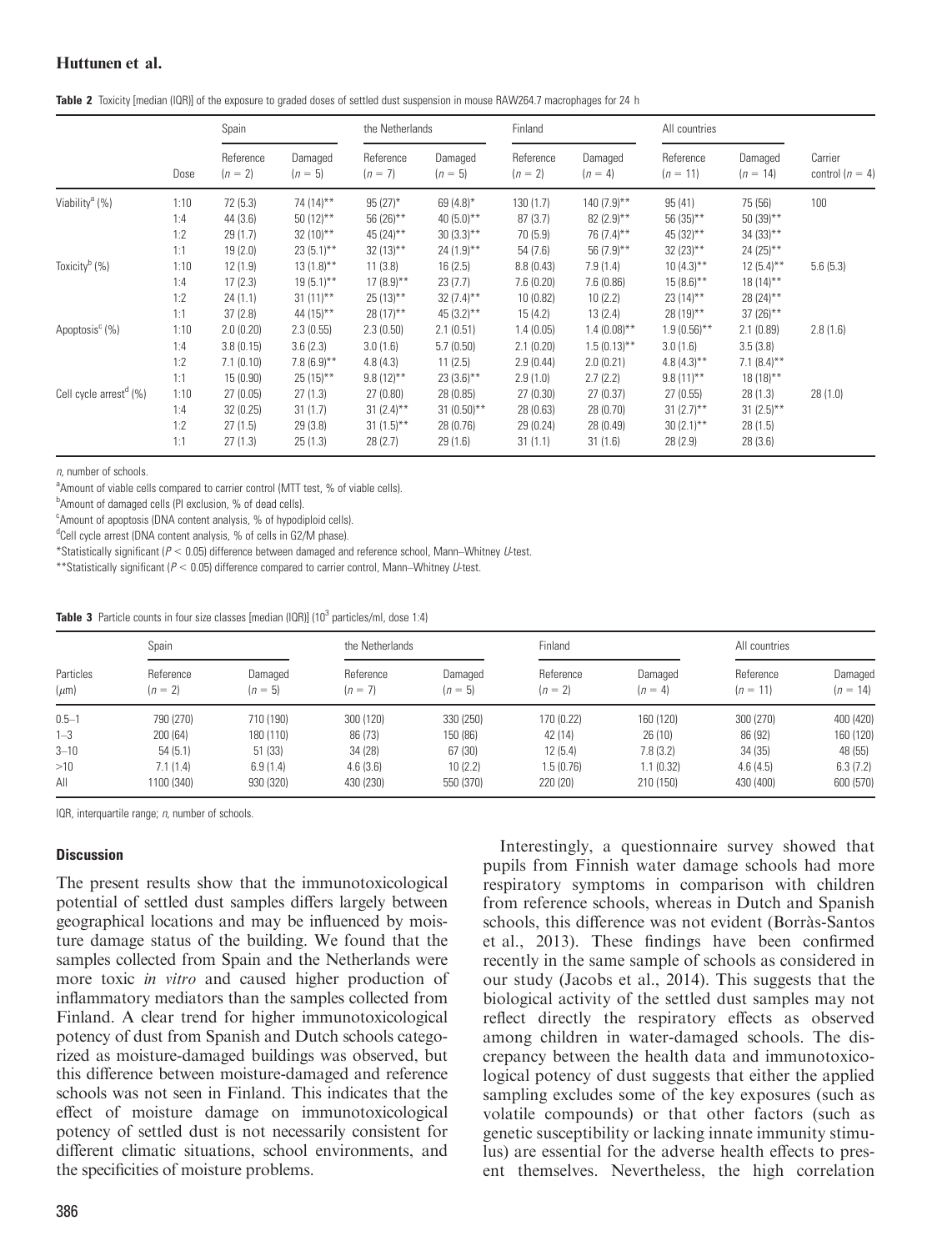**Table 2** Toxicity [median (IQR)] of the exposure to graded doses of settled dust suspension in mouse RAW264.7 macrophages for 24 h

| | Dose | Spain | | the Netherlands | | Finland | | All countries | | |
|---|---|---|---|---|---|---|---|---|---|---|
| | | Reference ($n = 2$) | Damaged ($n = 5$) | Reference ($n = 7$) | Damaged ($n = 5$) | Reference ($n = 2$) | Damaged ($n = 4$) | Reference ($n = 11$) | Damaged ($n = 14$) | Carrier control ($n = 4$) |
| Viability[a] (%) | 1:10 | 72 (5.3) | 74 (14)** | 95 (27)* | 69 (4.8)* | 130 (1.7) | 140 (7.9)** | 95 (41) | 75 (56) | 100 |
| | 1:4 | 44 (3.6) | 50 (12)** | 56 (26)** | 40 (5.0)** | 87 (3.7) | 82 (2.9)** | 56 (35)** | 50 (39)** | |
| | 1:2 | 29 (1.7) | 32 (10)** | 45 (24)** | 30 (3.3)** | 70 (5.9) | 76 (7.4)** | 45 (32)** | 34 (33)** | |
| | 1:1 | 19 (2.0) | 23 (5.1)** | 32 (13)** | 24 (1.9)** | 54 (7.6) | 56 (7.9)** | 32 (23)** | 24 (25)** | |
| Toxicity[b] (%) | 1:10 | 12 (1.9) | 13 (1.8)** | 11 (3.8) | 16 (2.5) | 8.8 (0.43) | 7.9 (1.4) | 10 (4.3)** | 12 (5.4)** | 5.6 (5.3) |
| | 1:4 | 17 (2.3) | 19 (5.1)** | 17 (8.9)** | 23 (7.7) | 7.6 (0.20) | 7.6 (0.86) | 15 (8.6)** | 18 (14)** | |
| | 1:2 | 24 (1.1) | 31 (11)** | 25 (13)** | 32 (7.4)** | 10 (0.82) | 10 (2.2) | 23 (14)** | 28 (24)** | |
| | 1:1 | 37 (2.8) | 44 (15)** | 28 (17)** | 45 (3.2)** | 15 (4.2) | 13 (2.4) | 28 (19)** | 37 (26)** | |
| Apoptosis[c] (%) | 1:10 | 2.0 (0.20) | 2.3 (0.55) | 2.3 (0.50) | 2.1 (0.51) | 1.4 (0.05) | 1.4 (0.08)** | 1.9 (0.56)** | 2.1 (0.89) | 2.8 (1.6) |
| | 1:4 | 3.8 (0.15) | 3.6 (2.3) | 3.0 (1.6) | 5.7 (0.50) | 2.1 (0.20) | 1.5 (0.13)** | 3.0 (1.6) | 3.5 (3.8) | |
| | 1:2 | 7.1 (0.10) | 7.8 (6.9)** | 4.8 (4.3) | 11 (2.5) | 2.9 (0.44) | 2.0 (0.21) | 4.8 (4.3)** | 7.1 (8.4)** | |
| | 1:1 | 15 (0.90) | 25 (15)** | 9.8 (12)** | 23 (3.6)** | 2.9 (1.0) | 2.7 (2.2) | 9.8 (11)** | 18 (18)** | |
| Cell cycle arrest[d] (%) | 1:10 | 27 (0.05) | 27 (1.3) | 27 (0.80) | 28 (0.85) | 27 (0.30) | 27 (0.37) | 27 (0.55) | 28 (1.3) | 28 (1.0) |
| | 1:4 | 32 (0.25) | 31 (1.7) | 31 (2.4)** | 31 (0.50)** | 28 (0.63) | 28 (0.70) | 31 (2.7)** | 31 (2.5)** | |
| | 1:2 | 27 (1.5) | 29 (3.8) | 31 (1.5)** | 28 (0.76) | 29 (0.24) | 28 (0.49) | 30 (2.1)** | 28 (1.5) | |
| | 1:1 | 27 (1.3) | 25 (1.3) | 28 (2.7) | 29 (1.6) | 31 (1.1) | 31 (1.6) | 28 (2.9) | 28 (3.6) | |

*n*, number of schools.

[a]Amount of viable cells compared to carrier control (MTT test, % of viable cells).

[b]Amount of damaged cells (PI exclusion, % of dead cells).

[c]Amount of apoptosis (DNA content analysis, % of hypodiploid cells).

[d]Cell cycle arrest (DNA content analysis, % of cells in G2/M phase).

*Statistically significant ($P < 0.05$) difference between damaged and reference school, Mann–Whitney *U*-test.

**Statistically significant ($P < 0.05$) difference compared to carrier control, Mann–Whitney *U*-test.

**Table 3** Particle counts in four size classes [median (IQR)] ($10^3$ particles/ml, dose 1:4)

| Particles ($\mu$m) | Spain | | the Netherlands | | Finland | | All countries | |
|---|---|---|---|---|---|---|---|---|
| | Reference ($n = 2$) | Damaged ($n = 5$) | Reference ($n = 7$) | Damaged ($n = 5$) | Reference ($n = 2$) | Damaged ($n = 4$) | Reference ($n = 11$) | Damaged ($n = 14$) |
| 0.5–1 | 790 (270) | 710 (190) | 300 (120) | 330 (250) | 170 (0.22) | 160 (120) | 300 (270) | 400 (420) |
| 1–3 | 200 (64) | 180 (110) | 86 (73) | 150 (86) | 42 (14) | 26 (10) | 86 (92) | 160 (120) |
| 3–10 | 54 (5.1) | 51 (33) | 34 (28) | 67 (30) | 12 (5.4) | 7.8 (3.2) | 34 (35) | 48 (55) |
| >10 | 7.1 (1.4) | 6.9 (1.4) | 4.6 (3.6) | 10 (2.2) | 1.5 (0.76) | 1.1 (0.32) | 4.6 (4.5) | 6.3 (7.2) |
| All | 1100 (340) | 930 (320) | 430 (230) | 550 (370) | 220 (20) | 210 (150) | 430 (400) | 600 (570) |

IQR, interquartile range; *n*, number of schools.

## Discussion

The present results show that the immunotoxicological potential of settled dust samples differs largely between geographical locations and may be influenced by moisture damage status of the building. We found that the samples collected from Spain and the Netherlands were more toxic *in vitro* and caused higher production of inflammatory mediators than the samples collected from Finland. A clear trend for higher immunotoxicological potency of dust from Spanish and Dutch schools categorized as moisture-damaged buildings was observed, but this difference between moisture-damaged and reference schools was not seen in Finland. This indicates that the effect of moisture damage on immunotoxicological potency of settled dust is not necessarily consistent for different climatic situations, school environments, and the specificities of moisture problems.

Interestingly, a questionnaire survey showed that pupils from Finnish water damage schools had more respiratory symptoms in comparison with children from reference schools, whereas in Dutch and Spanish schools, this difference was not evident (Borràs-Santos et al., 2013). These findings have been confirmed recently in the same sample of schools as considered in our study (Jacobs et al., 2014). This suggests that the biological activity of the settled dust samples may not reflect directly the respiratory effects as observed among children in water-damaged schools. The discrepancy between the health data and immunotoxicological potency of dust suggests that either the applied sampling excludes some of the key exposures (such as volatile compounds) or that other factors (such as genetic susceptibility or lacking innate immunity stimulus) are essential for the adverse health effects to present themselves. Nevertheless, the high correlation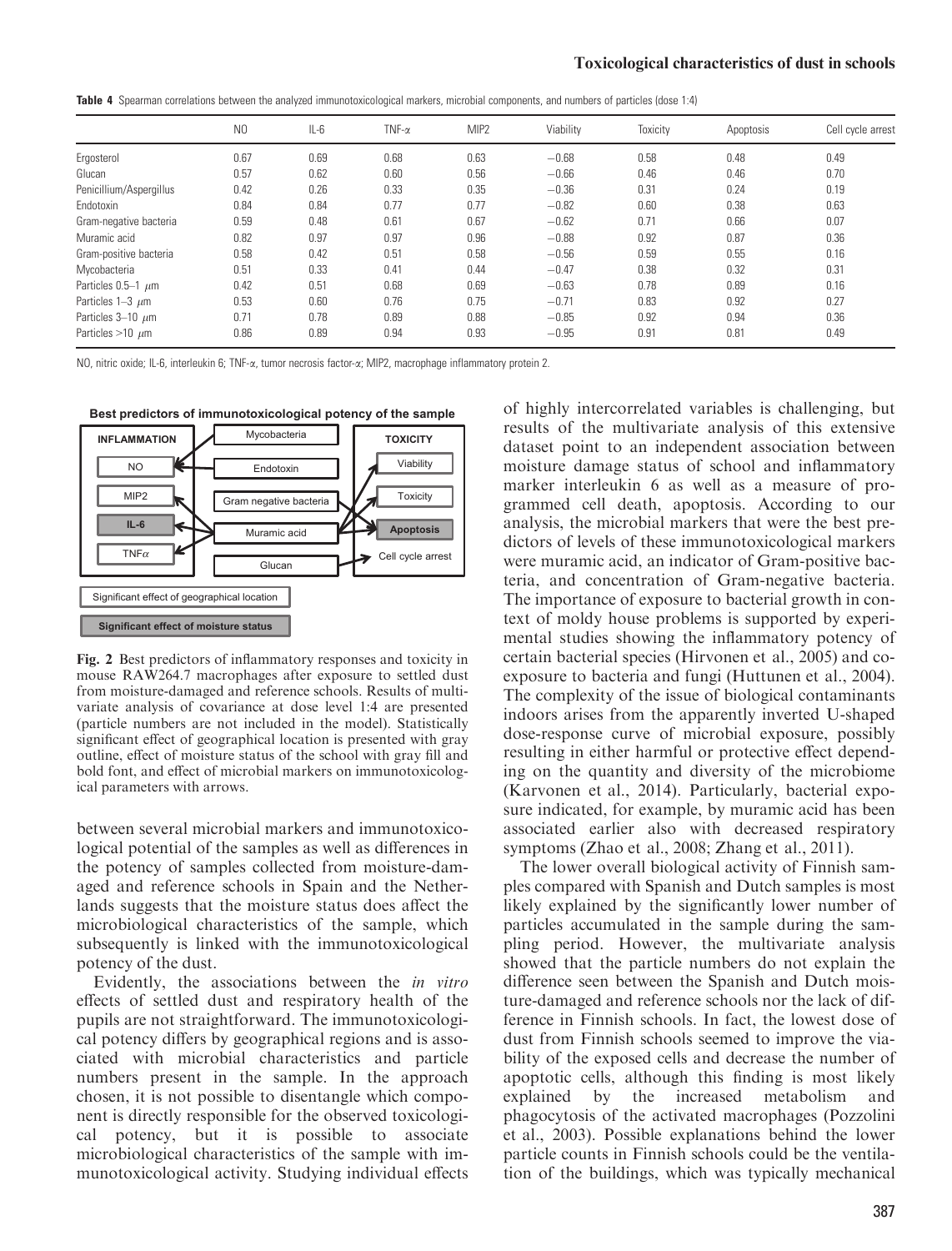**Table 4** Spearman correlations between the analyzed immunotoxicological markers, microbial components, and numbers of particles (dose 1:4)

| | NO | IL-6 | TNF-α | MIP2 | Viability | Toxicity | Apoptosis | Cell cycle arrest |
|---|---|---|---|---|---|---|---|---|
| Ergosterol | 0.67 | 0.69 | 0.68 | 0.63 | −0.68 | 0.58 | 0.48 | 0.49 |
| Glucan | 0.57 | 0.62 | 0.60 | 0.56 | −0.66 | 0.46 | 0.46 | 0.70 |
| Penicillium/Aspergillus | 0.42 | 0.26 | 0.33 | 0.35 | −0.36 | 0.31 | 0.24 | 0.19 |
| Endotoxin | 0.84 | 0.84 | 0.77 | 0.77 | −0.82 | 0.60 | 0.38 | 0.63 |
| Gram-negative bacteria | 0.59 | 0.48 | 0.61 | 0.67 | −0.62 | 0.71 | 0.66 | 0.07 |
| Muramic acid | 0.82 | 0.97 | 0.97 | 0.96 | −0.88 | 0.92 | 0.87 | 0.36 |
| Gram-positive bacteria | 0.58 | 0.42 | 0.51 | 0.58 | −0.56 | 0.59 | 0.55 | 0.16 |
| Mycobacteria | 0.51 | 0.33 | 0.41 | 0.44 | −0.47 | 0.38 | 0.32 | 0.31 |
| Particles 0.5–1 μm | 0.42 | 0.51 | 0.68 | 0.69 | −0.63 | 0.78 | 0.89 | 0.16 |
| Particles 1–3 μm | 0.53 | 0.60 | 0.76 | 0.75 | −0.71 | 0.83 | 0.92 | 0.27 |
| Particles 3–10 μm | 0.71 | 0.78 | 0.89 | 0.88 | −0.85 | 0.92 | 0.94 | 0.36 |
| Particles >10 μm | 0.86 | 0.89 | 0.94 | 0.93 | −0.95 | 0.91 | 0.81 | 0.49 |

NO, nitric oxide; IL-6, interleukin 6; TNF-α, tumor necrosis factor-α; MIP2, macrophage inflammatory protein 2.

**Fig. 2** Best predictors of inflammatory responses and toxicity in mouse RAW264.7 macrophages after exposure to settled dust from moisture-damaged and reference schools. Results of multivariate analysis of covariance at dose level 1:4 are presented (particle numbers not included in the model). Statistically significant effect of geographical location is presented with gray outline, effect of moisture status of the school with gray fill and bold font, and effect of microbial markers on immunotoxicological parameters with arrows.

between several microbial markers and immunotoxicological potential of the samples as well as differences in the potency of samples collected from moisture-damaged and reference schools in Spain and the Netherlands suggests that the moisture status does affect the microbiological characteristics of the sample, which subsequently is linked with the immunotoxicological potency of the dust.

Evidently, the associations between the *in vitro* effects of settled dust and respiratory health of the pupils are not straightforward. The immunotoxicological potency differs by geographical regions and is associated with microbial characteristics and particle numbers present in the sample. In the approach chosen, it is not possible to disentangle which component is directly responsible for the observed toxicological potency, but it is possible to associate microbiological characteristics of the sample with immunotoxicological activity. Studying individual effects of highly intercorrelated variables is challenging, but results of the multivariate analysis of this extensive dataset point to an independent association between moisture damage status of school and inflammatory marker interleukin 6 as well as a measure of programmed cell death, apoptosis. According to our analysis, the microbial markers that were the best predictors of levels of these immunotoxicological markers were muramic acid, an indicator of Gram-positive bacteria, and concentration of Gram-negative bacteria. The importance of exposure to bacterial growth in context of moldy house problems is supported by experimental studies showing the inflammatory potency of certain bacterial species (Hirvonen et al., 2005) and co-exposure to bacteria and fungi (Huttunen et al., 2004). The complexity of the issue of biological contaminants indoors arises from the apparently inverted U-shaped dose-response curve of microbial exposure, possibly resulting in either harmful or protective effect depending on the quantity and diversity of the microbiome (Karvonen et al., 2014). Particularly, bacterial exposure indicated, for example, by muramic acid has been associated earlier also with decreased respiratory symptoms (Zhao et al., 2008; Zhang et al., 2011).

The lower overall biological activity of Finnish samples compared with Spanish and Dutch samples is most likely explained by the significantly lower number of particles accumulated in the sample during the sampling period. However, the multivariate analysis showed that the particle numbers do not explain the difference seen between the Spanish and Dutch moisture-damaged and reference schools nor the lack of difference in Finnish schools. In fact, the lowest dose of dust from Finnish schools seemed to improve the viability of the exposed cells and decrease the number of apoptotic cells, although this finding is most likely explained by the increased metabolism and phagocytosis of the activated macrophages (Pozzolini et al., 2003). Possible explanations behind the lower particle counts in Finnish schools could be the ventilation of the buildings, which was typically mechanical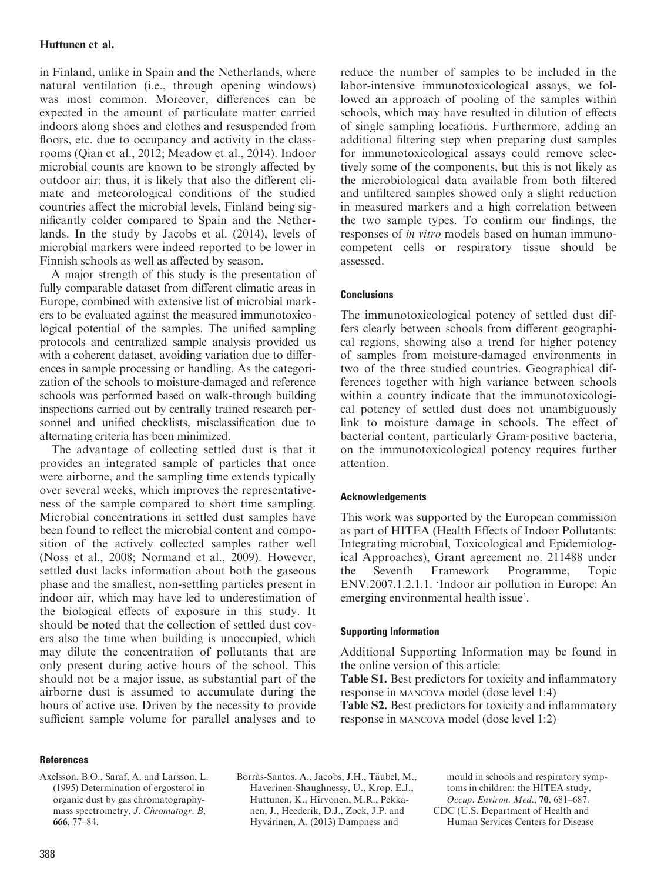in Finland, unlike in Spain and the Netherlands, where natural ventilation (i.e., through opening windows) was most common. Moreover, differences can be expected in the amount of particulate matter carried indoors along shoes and clothes and resuspended from floors, etc. due to occupancy and activity in the classrooms (Qian et al., 2012; Meadow et al., 2014). Indoor microbial counts are known to be strongly affected by outdoor air; thus, it is likely that also the different climate and meteorological conditions of the studied countries affect the microbial levels, Finland being significantly colder compared to Spain and the Netherlands. In the study by Jacobs et al. (2014), levels of microbial markers were indeed reported to be lower in Finnish schools as well as affected by season.

A major strength of this study is the presentation of fully comparable dataset from different climatic areas in Europe, combined with extensive list of microbial markers to be evaluated against the measured immunotoxicological potential of the samples. The unified sampling protocols and centralized sample analysis provided us with a coherent dataset, avoiding variation due to differences in sample processing or handling. As the categorization of the schools to moisture-damaged and reference schools was performed based on walk-through building inspections carried out by centrally trained research personnel and unified checklists, misclassification due to alternating criteria has been minimized.

The advantage of collecting settled dust is that it provides an integrated sample of particles that once were airborne, and the sampling time extends typically over several weeks, which improves the representativeness of the sample compared to short time sampling. Microbial concentrations in settled dust samples have been found to reflect the microbial content and composition of the actively collected samples rather well (Noss et al., 2008; Normand et al., 2009). However, settled dust lacks information about both the gaseous phase and the smallest, non-settling particles present in indoor air, which may have led to underestimation of the biological effects of exposure in this study. It should be noted that the collection of settled dust covers also the time when building is unoccupied, which may dilute the concentration of pollutants that are only present during active hours of the school. This should not be a major issue, as substantial part of the airborne dust is assumed to accumulate during the hours of active use. Driven by the necessity to provide sufficient sample volume for parallel analyses and to reduce the number of samples to be included in the labor-intensive immunotoxicological assays, we followed an approach of pooling of the samples within schools, which may have resulted in dilution of effects of single sampling locations. Furthermore, adding an additional filtering step when preparing dust samples for immunotoxicological assays could remove selectively some of the components, but this is not likely as the microbiological data available from both filtered and unfiltered samples showed only a slight reduction in measured markers and a high correlation between the two sample types. To confirm our findings, the responses of *in vitro* models based on human immunocompetent cells or respiratory tissue should be assessed.

## Conclusions

The immunotoxicological potency of settled dust differs clearly between schools from different geographical regions, showing also a trend for higher potency of samples from moisture-damaged environments in two of the three studied countries. Geographical differences together with high variance between schools within a country indicate that the immunotoxicological potency of settled dust does not unambiguously link to moisture damage in schools. The effect of bacterial content, particularly Gram-positive bacteria, on the immunotoxicological potency requires further attention.

## Acknowledgements

This work was supported by the European commission as part of HITEA (Health Effects of Indoor Pollutants: Integrating microbial, Toxicological and Epidemiological Approaches), Grant agreement no. 211488 under the Seventh Framework Programme, Topic ENV.2007.1.2.1.1. 'Indoor air pollution in Europe: An emerging environmental health issue'.

## Supporting Information

Additional Supporting Information may be found in the online version of this article:

**Table S1.** Best predictors for toxicity and inflammatory response in MANCOVA model (dose level 1:4)

**Table S2.** Best predictors for toxicity and inflammatory response in MANCOVA model (dose level 1:2)

## References

Axelsson, B.O., Saraf, A. and Larsson, L. (1995) Determination of ergosterol in organic dust by gas chromatography-mass spectrometry, *J. Chromatogr. B*, **666**, 77–84.

Borràs-Santos, A., Jacobs, J.H., Täubel, M., Haverinen-Shaughnessy, U., Krop, E.J., Huttunen, K., Hirvonen, M.R., Pekkanen, J., Heederik, D.J., Zock, J.P. and Hyvärinen, A. (2013) Dampness and mould in schools and respiratory symptoms in children: the HITEA study, *Occup. Environ. Med.*, **70**, 681–687.

CDC (U.S. Department of Health and Human Services Centers for Disease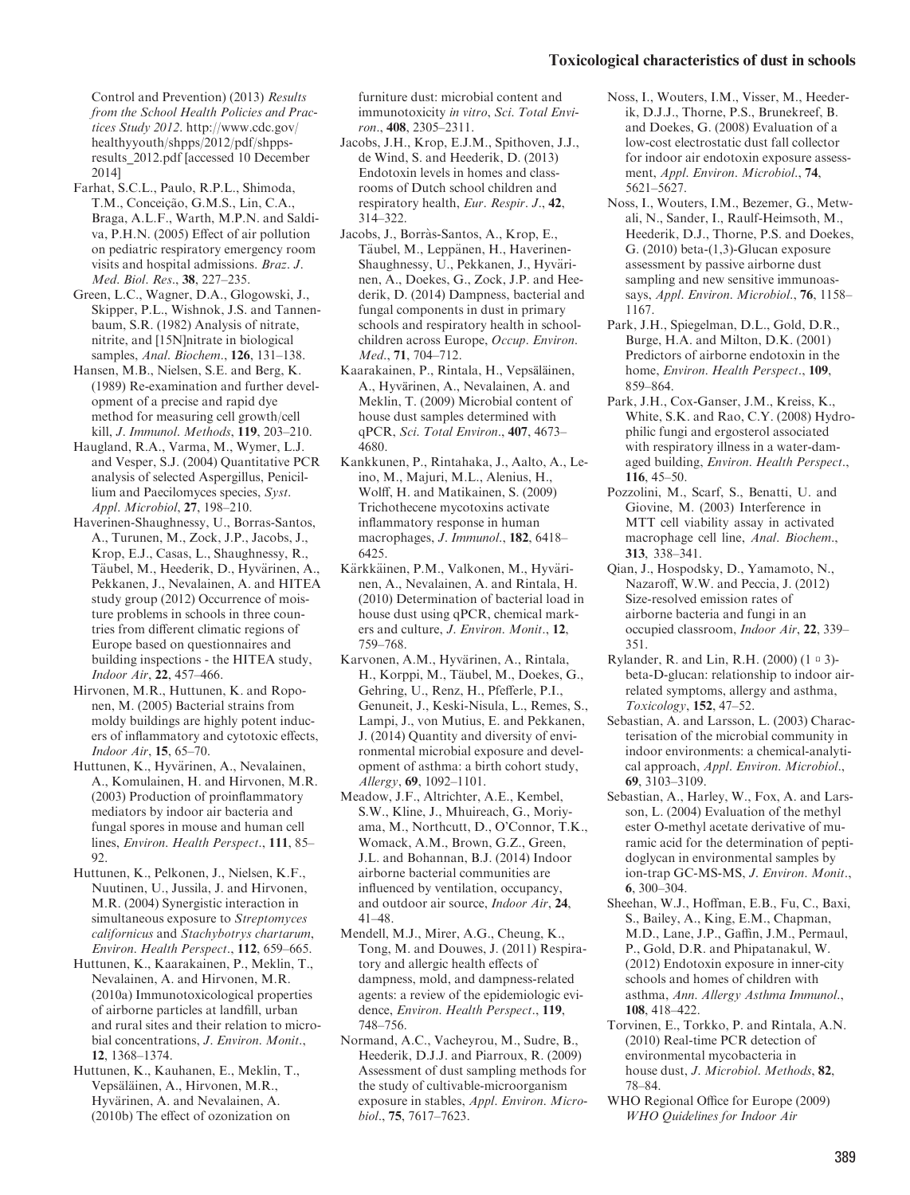Control and Prevention) (2013) *Results from the School Health Policies and Practices Study 2012*. http://www.cdc.gov/healthyyouth/shpps/2012/pdf/shpps-results_2012.pdf [accessed 10 December 2014]

Farhat, S.C.L., Paulo, R.P.L., Shimoda, T.M., Conceição, G.M.S., Lin, C.A., Braga, A.L.F., Warth, M.P.N. and Saldiva, P.H.N. (2005) Effect of air pollution on pediatric respiratory emergency room visits and hospital admissions. *Braz. J. Med. Biol. Res.*, **38**, 227–235.

Green, L.C., Wagner, D.A., Glogowski, J., Skipper, P.L., Wishnok, J.S. and Tannenbaum, S.R. (1982) Analysis of nitrate, nitrite, and [15N]nitrate in biological samples, *Anal. Biochem.*, **126**, 131–138.

Hansen, M.B., Nielsen, S.E. and Berg, K. (1989) Re-examination and further development of a precise and rapid dye method for measuring cell growth/cell kill, *J. Immunol. Methods*, **119**, 203–210.

Haugland, R.A., Varma, M., Wymer, L.J. and Vesper, S.J. (2004) Quantitative PCR analysis of selected Aspergillus, Penicillium and Paecilomyces species, *Syst. Appl. Microbiol*, **27**, 198–210.

Haverinen-Shaughnessy, U., Borras-Santos, A., Turunen, M., Zock, J.P., Jacobs, J., Krop, E.J., Casas, L., Shaughnessy, R., Täubel, M., Heederik, D., Hyvärinen, A., Pekkanen, J., Nevalainen, A. and HITEA study group (2012) Occurrence of moisture problems in schools in three countries from different climatic regions of Europe based on questionnaires and building inspections - the HITEA study, *Indoor Air*, **22**, 457–466.

Hirvonen, M.R., Huttunen, K. and Roponen, M. (2005) Bacterial strains from moldy buildings are highly potent inducers of inflammatory and cytotoxic effects, *Indoor Air*, **15**, 65–70.

Huttunen, K., Hyvärinen, A., Nevalainen, A., Komulainen, H. and Hirvonen, M.R. (2003) Production of proinflammatory mediators by indoor air bacteria and fungal spores in mouse and human cell lines, *Environ. Health Perspect.*, **111**, 85–92.

Huttunen, K., Pelkonen, J., Nielsen, K.F., Nuutinen, U., Jussila, J. and Hirvonen, M.R. (2004) Synergistic interaction in simultaneous exposure to *Streptomyces californicus* and *Stachybotrys chartarum*, *Environ. Health Perspect.*, **112**, 659–665.

Huttunen, K., Kaarakainen, P., Meklin, T., Nevalainen, A. and Hirvonen, M.R. (2010a) Immunotoxicological properties of airborne particles at landfill, urban and rural sites and their relation to microbial concentrations, *J. Environ. Monit.*, **12**, 1368–1374.

Huttunen, K., Kauhanen, E., Meklin, T., Vepsäläinen, A., Hirvonen, M.R., Hyvärinen, A. and Nevalainen, A. (2010b) The effect of ozonization on furniture dust: microbial content and immunotoxicity *in vitro*, *Sci. Total Environ.*, **408**, 2305–2311.

Jacobs, J.H., Krop, E.J.M., Spithoven, J.J., de Wind, S. and Heederik, D. (2013) Endotoxin levels in homes and classrooms of Dutch school children and respiratory health, *Eur. Respir. J.*, **42**, 314–322.

Jacobs, J., Borràs-Santos, A., Krop, E., Täubel, M., Leppänen, H., Haverinen-Shaughnessy, U., Pekkanen, J., Hyvärinen, A., Doekes, G., Zock, J.P. and Heederik, D. (2014) Dampness, bacterial and fungal components in dust in primary schools and respiratory health in schoolchildren across Europe, *Occup. Environ. Med.*, **71**, 704–712.

Kaarakainen, P., Rintala, H., Vepsäläinen, A., Hyvärinen, A., Nevalainen, A. and Meklin, T. (2009) Microbial content of house dust samples determined with qPCR, *Sci. Total Environ.*, **407**, 4673–4680.

Kankkunen, P., Rintahaka, J., Aalto, A., Leino, M., Majuri, M.L., Alenius, H., Wolff, H. and Matikainen, S. (2009) Trichothecene mycotoxins activate inflammatory response in human macrophages, *J. Immunol.*, **182**, 6418–6425.

Kärkkäinen, P.M., Valkonen, M., Hyvärinen, A., Nevalainen, A. and Rintala, H. (2010) Determination of bacterial load in house dust using qPCR, chemical markers and culture, *J. Environ. Monit.*, **12**, 759–768.

Karvonen, A.M., Hyvärinen, A., Rintala, H., Korppi, M., Täubel, M., Doekes, G., Gehring, U., Renz, H., Pfefferle, P.I., Genuneit, J., Keski-Nisula, L., Remes, S., Lampi, J., von Mutius, E. and Pekkanen, J. (2014) Quantity and diversity of environmental microbial exposure and development of asthma: a birth cohort study, *Allergy*, **69**, 1092–1101.

Meadow, J.F., Altrichter, A.E., Kembel, S.W., Kline, J., Mhuireach, G., Moriyama, M., Northcutt, D., O'Connor, T.K., Womack, A.M., Brown, G.Z., Green, J.L. and Bohannan, B.J. (2014) Indoor airborne bacterial communities are influenced by ventilation, occupancy, and outdoor air source, *Indoor Air*, **24**, 41–48.

Mendell, M.J., Mirer, A.G., Cheung, K., Tong, M. and Douwes, J. (2011) Respiratory and allergic health effects of dampness, mold, and dampness-related agents: a review of the epidemiologic evidence, *Environ. Health Perspect.*, **119**, 748–756.

Normand, A.C., Vacheyrou, M., Sudre, B., Heederik, D.J.J. and Piarroux, R. (2009) Assessment of dust sampling methods for the study of cultivable-microorganism exposure in stables, *Appl. Environ. Microbiol.*, **75**, 7617–7623.

Noss, I., Wouters, I.M., Visser, M., Heederik, D.J.J., Thorne, P.S., Brunekreef, B. and Doekes, G. (2008) Evaluation of a low-cost electrostatic dust fall collector for indoor air endotoxin exposure assessment, *Appl. Environ. Microbiol.*, **74**, 5621–5627.

Noss, I., Wouters, I.M., Bezemer, G., Metwali, N., Sander, I., Raulf-Heimsoth, M., Heederik, D.J., Thorne, P.S. and Doekes, G. (2010) beta-(1,3)-Glucan exposure assessment by passive airborne dust sampling and new sensitive immunoassays, *Appl. Environ. Microbiol.*, **76**, 1158–1167.

Park, J.H., Spiegelman, D.L., Gold, D.R., Burge, H.A. and Milton, D.K. (2001) Predictors of airborne endotoxin in the home, *Environ. Health Perspect.*, **109**, 859–864.

Park, J.H., Cox-Ganser, J.M., Kreiss, K., White, S.K. and Rao, C.Y. (2008) Hydrophilic fungi and ergosterol associated with respiratory illness in a water-damaged building, *Environ. Health Perspect.*, **116**, 45–50.

Pozzolini, M., Scarf, S., Benatti, U. and Giovine, M. (2003) Interference in MTT cell viability assay in activated macrophage cell line, *Anal. Biochem.*, **313**, 338–341.

Qian, J., Hospodsky, D., Yamamoto, N., Nazaroff, W.W. and Peccia, J. (2012) Size-resolved emission rates of airborne bacteria and fungi in an occupied classroom, *Indoor Air*, **22**, 339–351.

Rylander, R. and Lin, R.H. (2000) (1 → 3)-beta-D-glucan: relationship to indoor air-related symptoms, allergy and asthma, *Toxicology*, **152**, 47–52.

Sebastian, A. and Larsson, L. (2003) Characterisation of the microbial community in indoor environments: a chemical-analytical approach, *Appl. Environ. Microbiol.*, **69**, 3103–3109.

Sebastian, A., Harley, W., Fox, A. and Larsson, L. (2004) Evaluation of the methyl ester O-methyl acetate derivative of muramic acid for the determination of peptidoglycan in environmental samples by ion-trap GC-MS-MS, *J. Environ. Monit.*, **6**, 300–304.

Sheehan, W.J., Hoffman, E.B., Fu, C., Baxi, S., Bailey, A., King, E.M., Chapman, M.D., Lane, J.P., Gaffin, J.M., Permaul, P., Gold, D.R. and Phipatanakul, W. (2012) Endotoxin exposure in inner-city schools and homes of children with asthma, *Ann. Allergy Asthma Immunol.*, **108**, 418–422.

Torvinen, E., Torkko, P. and Rintala, A.N. (2010) Real-time PCR detection of environmental mycobacteria in house dust, *J. Microbiol. Methods*, **82**, 78–84.

WHO Regional Office for Europe (2009) *WHO Quidelines for Indoor Air*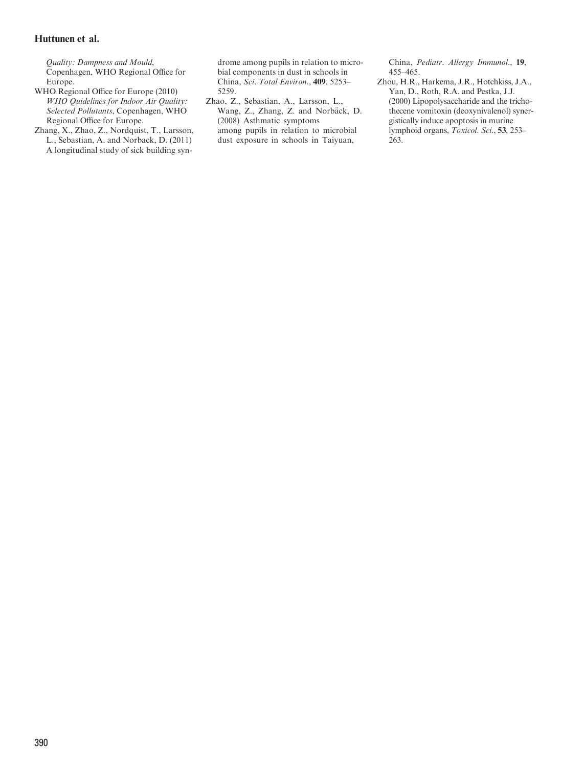*Quality: Dampness and Mould*, Copenhagen, WHO Regional Office for Europe.

WHO Regional Office for Europe (2010) *WHO Quidelines for Indoor Air Quality: Selected Pollutants*, Copenhagen, WHO Regional Office for Europe.

Zhang, X., Zhao, Z., Nordquist, T., Larsson, L., Sebastian, A. and Norback, D. (2011) A longitudinal study of sick building syndrome among pupils in relation to microbial components in dust in schools in China, *Sci. Total Environ.*, **409**, 5253–5259.

Zhao, Z., Sebastian, A., Larsson, L., Wang, Z., Zhang, Z. and Norbäck, D. (2008) Asthmatic symptoms among pupils in relation to microbial dust exposure in schools in Taiyuan, China, *Pediatr. Allergy Immunol.*, **19**, 455–465.

Zhou, H.R., Harkema, J.R., Hotchkiss, J.A., Yan, D., Roth, R.A. and Pestka, J.J. (2000) Lipopolysaccharide and the trichothecene vomitoxin (deoxynivalenol) synergistically induce apoptosis in murine lymphoid organs, *Toxicol. Sci.*, **53**, 253–263.